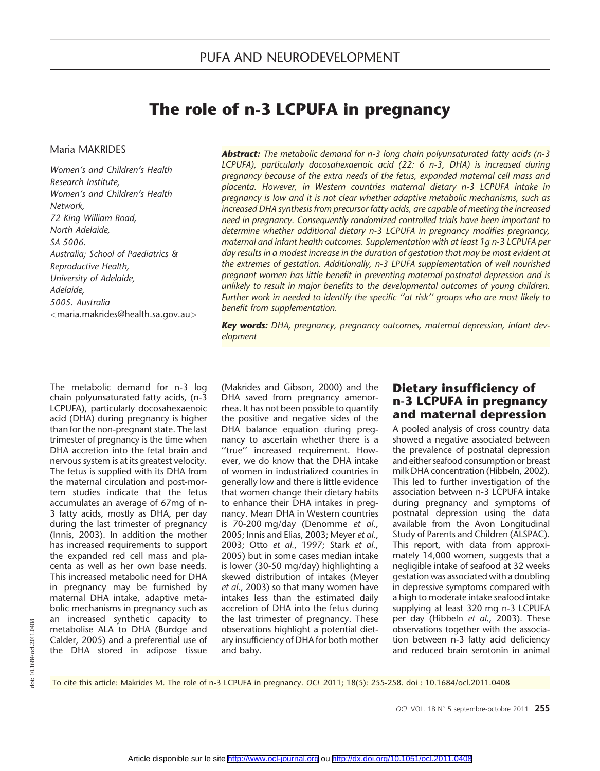# The role of n-3 LCPUFA in pregnancy

Maria MAKRIDES

*Women's and Children's Health Research Institute, Women's and Children's Health Network, 72 King William Road, North Adelaide, SA 5006. Australia; School of Paediatrics & Reproductive Health, University of Adelaide, Adelaide, 5005. Australia*
<maria.makrides@health.sa.gov.au>

***Abstract:*** *The metabolic demand for n-3 long chain polyunsaturated fatty acids (n-3 LCPUFA), particularly docosahexaenoic acid (22: 6 n-3, DHA) is increased during pregnancy because of the extra needs of the fetus, expanded maternal cell mass and placenta. However, in Western countries maternal dietary n-3 LCPUFA intake in pregnancy is low and it is not clear whether adaptive metabolic mechanisms, such as increased DHA synthesis from precursor fatty acids, are capable of meeting the increased need in pregnancy. Consequently randomized controlled trials have been important to determine whether additional dietary n-3 LCPUFA in pregnancy modifies pregnancy, maternal and infant health outcomes. Supplementation with at least 1g n-3 LCPUFA per day results in a modest increase in the duration of gestation that may be most evident at the extremes of gestation. Additionally, n-3 LPUFA supplementation of well nourished pregnant women has little benefit in preventing maternal postnatal depression and is unlikely to result in major benefits to the developmental outcomes of young children. Further work in needed to identify the specific ''at risk'' groups who are most likely to benefit from supplementation.*

***Key words:*** *DHA, pregnancy, pregnancy outcomes, maternal depression, infant development*

The metabolic demand for n-3 log chain polyunsaturated fatty acids, (n-3 LCPUFA), particularly docosahexaenoic acid (DHA) during pregnancy is higher than for the non-pregnant state. The last trimester of pregnancy is the time when DHA accretion into the fetal brain and nervous system is at its greatest velocity. The fetus is supplied with its DHA from the maternal circulation and post-mortem studies indicate that the fetus accumulates an average of 67mg of n-3 fatty acids, mostly as DHA, per day during the last trimester of pregnancy (Innis, 2003). In addition the mother has increased requirements to support the expanded red cell mass and placenta as well as her own base needs. This increased metabolic need for DHA in pregnancy may be furnished by maternal DHA intake, adaptive metabolic mechanisms in pregnancy such as an increased synthetic capacity to metabolise ALA to DHA (Burdge and Calder, 2005) and a preferential use of the DHA stored in adipose tissue (Makrides and Gibson, 2000) and the DHA saved from pregnancy amenorrhea. It has not been possible to quantify the positive and negative sides of the DHA balance equation during pregnancy to ascertain whether there is a ''true'' increased requirement. However, we do know that the DHA intake of women in industrialized countries in generally low and there is little evidence that women change their dietary habits to enhance their DHA intakes in pregnancy. Mean DHA in Western countries is 70-200 mg/day (Denomme *et al.*, 2005; Innis and Elias, 2003; Meyer *et al.*, 2003; Otto *et al.*, 1997; Stark *et al.*, 2005) but in some cases median intake is lower (30-50 mg/day) highlighting a skewed distribution of intakes (Meyer *et al.*, 2003) so that many women have intakes less than the estimated daily accretion of DHA into the fetus during the last trimester of pregnancy. These observations highlight a potential dietary insufficiency of DHA for both mother and baby.

## Dietary insufficiency of n-3 LCPUFA in pregnancy and maternal depression

A pooled analysis of cross country data showed a negative associated between the prevalence of postnatal depression and either seafood consumption or breast milk DHA concentration (Hibbeln, 2002). This led to further investigation of the association between n-3 LCPUFA intake during pregnancy and symptoms of postnatal depression using the data available from the Avon Longitudinal Study of Parents and Children (ALSPAC). This report, with data from approximately 14,000 women, suggests that a negligible intake of seafood at 32 weeks gestation was associated with a doubling in depressive symptoms compared with a high to moderate intake seafood intake supplying at least 320 mg n-3 LCPUFA per day (Hibbeln *et al.*, 2003). These observations together with the association between n-3 fatty acid deficiency and reduced brain serotonin in animal

To cite this article: Makrides M. The role of n-3 LCPUFA in pregnancy. *OCL* 2011; 18(5): 255-258. doi : 10.1684/ocl.2011.0408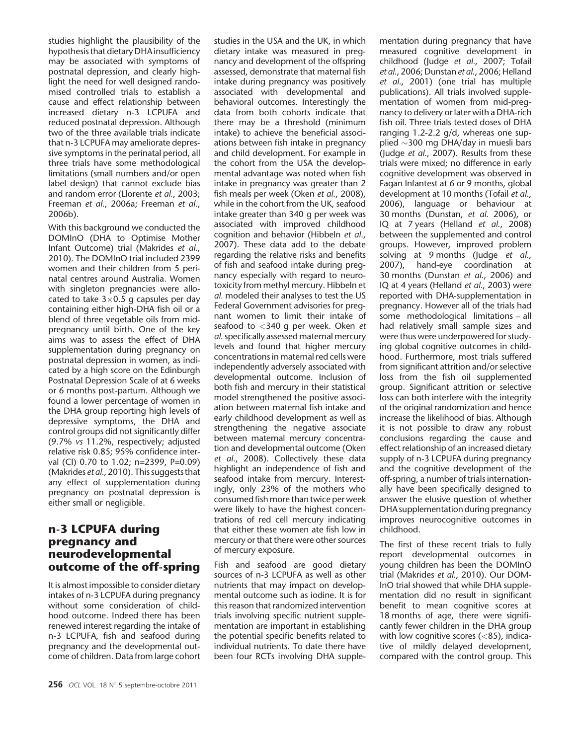studies highlight the plausibility of the hypothesis that dietary DHA insufficiency may be associated with symptoms of postnatal depression, and clearly highlight the need for well designed randomised controlled trials to establish a cause and effect relationship between increased dietary n-3 LCPUFA and reduced postnatal depression. Although two of the three available trials indicate that n-3 LCPUFA may ameliorate depressive symptoms in the perinatal period, all three trials have some methodological limitations (small numbers and/or open label design) that cannot exclude bias and random error (Llorente *et al.*, 2003; Freeman *et al.*, 2006a; Freeman *et al.*, 2006b).

With this background we conducted the DOMInO (DHA to Optimise Mother Infant Outcome) trial (Makrides *et al.*, 2010). The DOMInO trial included 2399 women and their children from 5 perinatal centres around Australia. Women with singleton pregnancies were allocated to take $3 \times 0.5$ g capsules per day containing either high-DHA fish oil or a blend of three vegetable oils from mid-pregnancy until birth. One of the key aims was to assess the effect of DHA supplementation during pregnancy on postnatal depression in women, as indicated by a high score on the Edinburgh Postnatal Depression Scale of at 6 weeks or 6 months post-partum. Although we found a lower percentage of women in the DHA group reporting high levels of depressive symptoms, the DHA and control groups did not significantly differ (9.7% *vs* 11.2%, respectively; adjusted relative risk 0.85; 95% confidence interval (CI) 0.70 to 1.02; n=2399, P=0.09) (Makrides *et al.,* 2010). This suggests that any effect of supplementation during pregnancy on postnatal depression is either small or negligible.

## n-3 LCPUFA during pregnancy and neurodevelopmental outcome of the off-spring

It is almost impossible to consider dietary intakes of n-3 LCPUFA during pregnancy without some consideration of childhood outcome. Indeed there has been renewed interest regarding the intake of n-3 LCPUFA, fish and seafood during pregnancy and the developmental outcome of children. Data from large cohort studies in the USA and the UK, in which dietary intake was measured in pregnancy and development of the offspring assessed, demonstrate that maternal fish intake during pregnancy was positively associated with developmental and behavioral outcomes. Interestingly the data from both cohorts indicate that there may be a threshold (minimum intake) to achieve the beneficial associations between fish intake in pregnancy and child development. For example in the cohort from the USA the developmental advantage was noted when fish intake in pregnancy was greater than 2 fish meals per week (Oken *et al.*, 2008), while in the cohort from the UK, seafood intake greater than 340 g per week was associated with improved childhood cognition and behavior (Hibbeln *et al.*, 2007). These data add to the debate regarding the relative risks and benefits of fish and seafood intake during pregnancy especially with regard to neurotoxicity from methyl mercury. Hibbeln et *al.* modeled their analyses to test the US Federal Government advisories for pregnant women to limit their intake of seafood to <340 g per week. Oken *et al.* specifically assessed maternal mercury levels and found that higher mercury concentrations in maternal red cells were independently adversely associated with developmental outcome. Inclusion of both fish and mercury in their statistical model strengthened the positive association between maternal fish intake and early childhood development as well as strengthening the negative associate between maternal mercury concentration and developmental outcome (Oken *et al.*, 2008). Collectively these data highlight an independence of fish and seafood intake from mercury. Interestingly, only 23% of the mothers who consumed fish more than twice per week were likely to have the highest concentrations of red cell mercury indicating that either these women ate fish low in mercury or that there were other sources of mercury exposure.

Fish and seafood are good dietary sources of n-3 LCPUFA as well as other nutrients that may impact on developmental outcome such as iodine. It is for this reason that randomized intervention trials involving specific nutrient supplementation are important in establishing the potential specific benefits related to individual nutrients. To date there have been four RCTs involving DHA supplementation during pregnancy that have measured cognitive development in childhood (Judge *et al.*, 2007; Tofail *et al.*, 2006; Dunstan *et al.*, 2006; Helland *et al.*, 2001) (one trial has multiple publications). All trials involved supplementation of women from mid-pregnancy to delivery or later with a DHA-rich fish oil. Three trials tested doses of DHA ranging 1.2-2.2 g/d, whereas one supplied ~300 mg DHA/day in muesli bars (Judge *et al.*, 2007). Results from these trials were mixed; no difference in early cognitive development was observed in Fagan Infantest at 6 or 9 months, global development at 10 months (Tofail *et al.*, 2006), language or behaviour at 30 months (Dunstan, *et al.* 2006), or IQ at 7 years (Helland *et al.*, 2008) between the supplemented and control groups. However, improved problem solving at 9 months (Judge *et al.*, 2007), hand-eye coordination at 30 months (Dunstan *et al.*, 2006) and IQ at 4 years (Helland *et al.*, 2003) were reported with DHA-supplementation in pregnancy. However all of the trials had some methodological limitations – all had relatively small sample sizes and were thus were underpowered for studying global cognitive outcomes in childhood. Furthermore, most trials suffered from significant attrition and/or selective loss from the fish oil supplemented group. Significant attrition or selective loss can both interfere with the integrity of the original randomization and hence increase the likelihood of bias. Although it is not possible to draw any robust conclusions regarding the cause and effect relationship of an increased dietary supply of n-3 LCPUFA during pregnancy and the cognitive development of the off-spring, a number of trials internationally have been specifically designed to answer the elusive question of whether DHA supplementation during pregnancy improves neurocognitive outcomes in childhood.

The first of these recent trials to fully report developmental outcomes in young children has been the DOMInO trial (Makrides *et al.*, 2010). Our DOMInO trial showed that while DHA supplementation did no result in significant benefit to mean cognitive scores at 18 months of age, there were significantly fewer children in the DHA group with low cognitive scores (<85), indicative of mildly delayed development, compared with the control group. This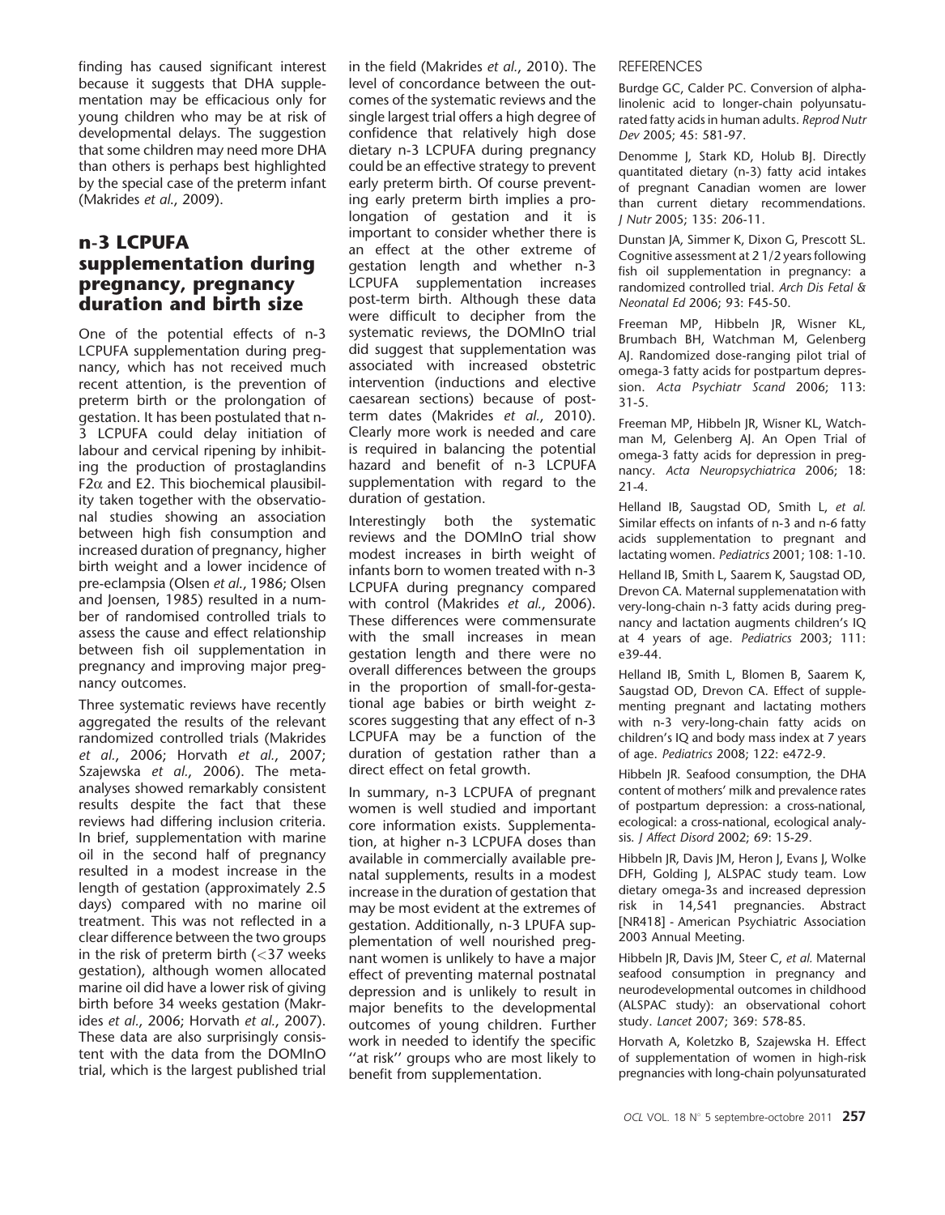finding has caused significant interest because it suggests that DHA supplementation may be efficacious only for young children who may be at risk of developmental delays. The suggestion that some children may need more DHA than others is perhaps best highlighted by the special case of the preterm infant (Makrides *et al.*, 2009).

## n-3 LCPUFA supplementation during pregnancy, pregnancy duration and birth size

One of the potential effects of n-3 LCPUFA supplementation during pregnancy, which has not received much recent attention, is the prevention of preterm birth or the prolongation of gestation. It has been postulated that n-3 LCPUFA could delay initiation of labour and cervical ripening by inhibiting the production of prostaglandins F2$\alpha$ and E2. This biochemical plausibility taken together with the observational studies showing an association between high fish consumption and increased duration of pregnancy, higher birth weight and a lower incidence of pre-eclampsia (Olsen *et al.*, 1986; Olsen and Joensen, 1985) resulted in a number of randomised controlled trials to assess the cause and effect relationship between fish oil supplementation in pregnancy and improving major pregnancy outcomes.

Three systematic reviews have recently aggregated the results of the relevant randomized controlled trials (Makrides *et al.*, 2006; Horvath *et al.*, 2007; Szajewska *et al.*, 2006). The meta-analyses showed remarkably consistent results despite the fact that these reviews had differing inclusion criteria. In brief, supplementation with marine oil in the second half of pregnancy resulted in a modest increase in the length of gestation (approximately 2.5 days) compared with no marine oil treatment. This was not reflected in a clear difference between the two groups in the risk of preterm birth (<37 weeks gestation), although women allocated marine oil did have a lower risk of giving birth before 34 weeks gestation (Makrides *et al.*, 2006; Horvath *et al.*, 2007). These data are also surprisingly consistent with the data from the DOMInO trial, which is the largest published trial in the field (Makrides *et al.*, 2010). The level of concordance between the outcomes of the systematic reviews and the single largest trial offers a high degree of confidence that relatively high dose dietary n-3 LCPUFA during pregnancy could be an effective strategy to prevent early preterm birth. Of course preventing early preterm birth implies a prolongation of gestation and it is important to consider whether there is an effect at the other extreme of gestation length and whether n-3 LCPUFA supplementation increases post-term birth. Although these data were difficult to decipher from the systematic reviews, the DOMInO trial did suggest that supplementation was associated with increased obstetric intervention (inductions and elective caesarean sections) because of post-term dates (Makrides *et al.*, 2010). Clearly more work is needed and care is required in balancing the potential hazard and benefit of n-3 LCPUFA supplementation with regard to the duration of gestation.

Interestingly both the systematic reviews and the DOMInO trial show modest increases in birth weight of infants born to women treated with n-3 LCPUFA during pregnancy compared with control (Makrides *et al.*, 2006). These differences were commensurate with the small increases in mean gestation length and there were no overall differences between the groups in the proportion of small-for-gestational age babies or birth weight z-scores suggesting that any effect of n-3 LCPUFA may be a function of the duration of gestation rather than a direct effect on fetal growth.

In summary, n-3 LCPUFA of pregnant women is well studied and important core information exists. Supplementation, at higher n-3 LCPUFA doses than available in commercially available prenatal supplements, results in a modest increase in the duration of gestation that may be most evident at the extremes of gestation. Additionally, n-3 LPUFA supplementation of well nourished pregnant women is unlikely to have a major effect of preventing maternal postnatal depression and is unlikely to result in major benefits to the developmental outcomes of young children. Further work in needed to identify the specific ''at risk'' groups who are most likely to benefit from supplementation.

## REFERENCES

Burdge GC, Calder PC. Conversion of alpha-linolenic acid to longer-chain polyunsaturated fatty acids in human adults. *Reprod Nutr Dev* 2005; 45: 581-97.

Denomme J, Stark KD, Holub BJ. Directly quantitated dietary (n-3) fatty acid intakes of pregnant Canadian women are lower than current dietary recommendations. *J Nutr* 2005; 135: 206-11.

Dunstan JA, Simmer K, Dixon G, Prescott SL. Cognitive assessment at 2 1/2 years following fish oil supplementation in pregnancy: a randomized controlled trial. *Arch Dis Fetal & Neonatal Ed* 2006; 93: F45-50.

Freeman MP, Hibbeln JR, Wisner KL, Brumbach BH, Watchman M, Gelenberg AJ. Randomized dose-ranging pilot trial of omega-3 fatty acids for postpartum depression. *Acta Psychiatr Scand* 2006; 113: 31-5.

Freeman MP, Hibbeln JR, Wisner KL, Watchman M, Gelenberg AJ. An Open Trial of omega-3 fatty acids for depression in pregnancy. *Acta Neuropsychiatrica* 2006; 18: 21-4.

Helland IB, Saugstad OD, Smith L, *et al.* Similar effects on infants of n-3 and n-6 fatty acids supplementation to pregnant and lactating women. *Pediatrics* 2001; 108: 1-10.

Helland IB, Smith L, Saarem K, Saugstad OD, Drevon CA. Maternal supplemenatation with very-long-chain n-3 fatty acids during pregnancy and lactation augments children's IQ at 4 years of age. *Pediatrics* 2003; 111: e39-44.

Helland IB, Smith L, Blomen B, Saarem K, Saugstad OD, Drevon CA. Effect of supplementing pregnant and lactating mothers with n-3 very-long-chain fatty acids on children's IQ and body mass index at 7 years of age. *Pediatrics* 2008; 122: e472-9.

Hibbeln JR. Seafood consumption, the DHA content of mothers' milk and prevalence rates of postpartum depression: a cross-national, ecological: a cross-national, ecological analysis. *J Affect Disord* 2002; 69: 15-29.

Hibbeln JR, Davis JM, Heron J, Evans J, Wolke DFH, Golding J, ALSPAC study team. Low dietary omega-3s and increased depression risk in 14,541 pregnancies. Abstract [NR418] - American Psychiatric Association 2003 Annual Meeting.

Hibbeln JR, Davis JM, Steer C, *et al.* Maternal seafood consumption in pregnancy and neurodevelopmental outcomes in childhood (ALSPAC study): an observational cohort study. *Lancet* 2007; 369: 578-85.

Horvath A, Koletzko B, Szajewska H. Effect of supplementation of women in high-risk pregnancies with long-chain polyunsaturated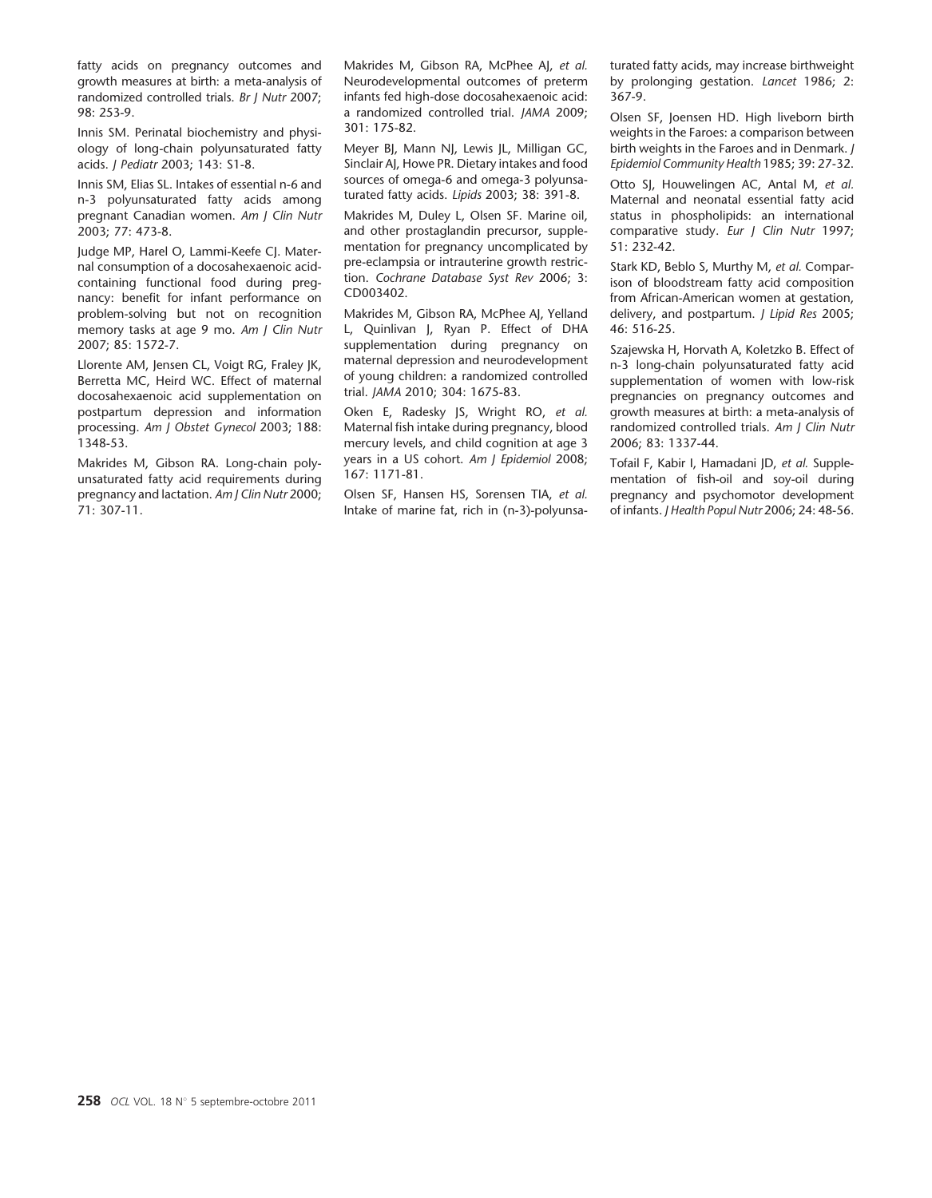fatty acids on pregnancy outcomes and growth measures at birth: a meta-analysis of randomized controlled trials. *Br J Nutr* 2007; 98: 253-9.

Innis SM. Perinatal biochemistry and physiology of long-chain polyunsaturated fatty acids. *J Pediatr* 2003; 143: S1-8.

Innis SM, Elias SL. Intakes of essential n-6 and n-3 polyunsaturated fatty acids among pregnant Canadian women. *Am J Clin Nutr* 2003; 77: 473-8.

Judge MP, Harel O, Lammi-Keefe CJ. Maternal consumption of a docosahexaenoic acid-containing functional food during pregnancy: benefit for infant performance on problem-solving but not on recognition memory tasks at age 9 mo. *Am J Clin Nutr* 2007; 85: 1572-7.

Llorente AM, Jensen CL, Voigt RG, Fraley JK, Berretta MC, Heird WC. Effect of maternal docosahexaenoic acid supplementation on postpartum depression and information processing. *Am J Obstet Gynecol* 2003; 188: 1348-53.

Makrides M, Gibson RA. Long-chain polyunsaturated fatty acid requirements during pregnancy and lactation. *Am J Clin Nutr* 2000; 71: 307-11.

Makrides M, Gibson RA, McPhee AJ, *et al.* Neurodevelopmental outcomes of preterm infants fed high-dose docosahexaenoic acid: a randomized controlled trial. *JAMA* 2009; 301: 175-82.

Meyer BJ, Mann NJ, Lewis JL, Milligan GC, Sinclair AJ, Howe PR. Dietary intakes and food sources of omega-6 and omega-3 polyunsaturated fatty acids. *Lipids* 2003; 38: 391-8.

Makrides M, Duley L, Olsen SF. Marine oil, and other prostaglandin precursor, supplementation for pregnancy uncomplicated by pre-eclampsia or intrauterine growth restriction. *Cochrane Database Syst Rev* 2006; 3: CD003402.

Makrides M, Gibson RA, McPhee AJ, Yelland L, Quinlivan J, Ryan P. Effect of DHA supplementation during pregnancy on maternal depression and neurodevelopment of young children: a randomized controlled trial. *JAMA* 2010; 304: 1675-83.

Oken E, Radesky JS, Wright RO, *et al.* Maternal fish intake during pregnancy, blood mercury levels, and child cognition at age 3 years in a US cohort. *Am J Epidemiol* 2008; 167: 1171-81.

Olsen SF, Hansen HS, Sorensen TIA, *et al.* Intake of marine fat, rich in (n-3)-polyunsaturated fatty acids, may increase birthweight by prolonging gestation. *Lancet* 1986; 2: 367-9.

Olsen SF, Joensen HD. High liveborn birth weights in the Faroes: a comparison between birth weights in the Faroes and in Denmark. *J Epidemiol Community Health* 1985; 39: 27-32.

Otto SJ, Houwelingen AC, Antal M, *et al.* Maternal and neonatal essential fatty acid status in phospholipids: an international comparative study. *Eur J Clin Nutr* 1997; 51: 232-42.

Stark KD, Beblo S, Murthy M, *et al.* Comparison of bloodstream fatty acid composition from African-American women at gestation, delivery, and postpartum. *J Lipid Res* 2005; 46: 516-25.

Szajewska H, Horvath A, Koletzko B. Effect of n-3 long-chain polyunsaturated fatty acid supplementation of women with low-risk pregnancies on pregnancy outcomes and growth measures at birth: a meta-analysis of randomized controlled trials. *Am J Clin Nutr* 2006; 83: 1337-44.

Tofail F, Kabir I, Hamadani JD, *et al.* Supplementation of fish-oil and soy-oil during pregnancy and psychomotor development of infants. *J Health Popul Nutr* 2006; 24: 48-56.